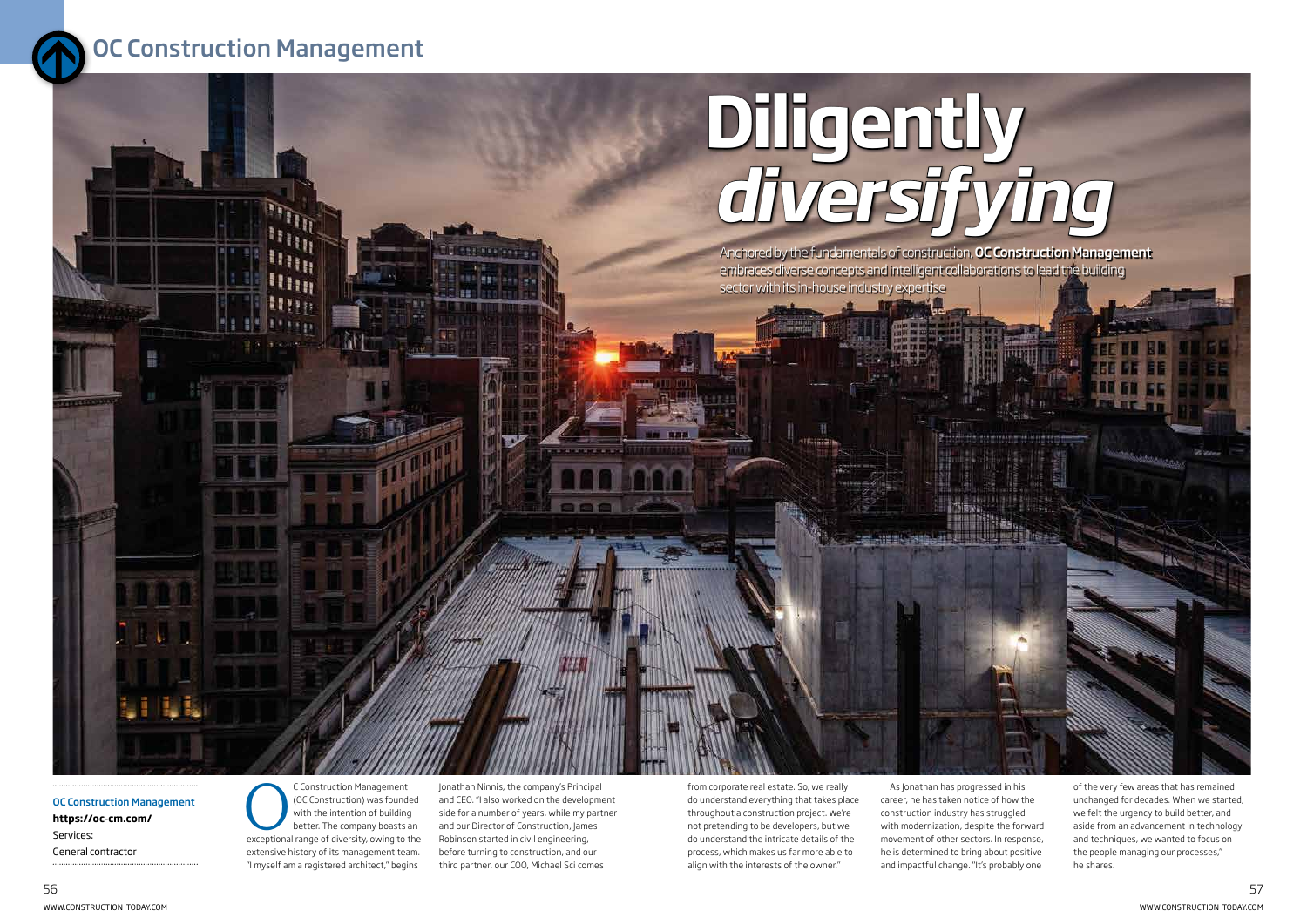# Diligently *diversifying*

Anchored by the fundamentals of construction, **OC Construction Management** embraces diverse concepts and intelligent collaborations to lead the building sector with its in-house industry expertise

**OC Construction Management**
**https://oc-cm.com/**
Services:
General contractor

OC Construction Management (OC Construction) was founded with the intention of building better. The company boasts an exceptional range of diversity, owing to the extensive history of its management team. "I myself am a registered architect," begins Jonathan Ninnis, the company's Principal and CEO. "I also worked on the development side for a number of years, while my partner and our Director of Construction, James Robinson started in civil engineering, before turning to construction, and our third partner, our COO, Michael Sci comes from corporate real estate. So, we really do understand everything that takes place throughout a construction project. We're not pretending to be developers, but we do understand the intricate details of the process, which makes us far more able to align with the interests of the owner."

As Jonathan has progressed in his career, he has taken notice of how the construction industry has struggled with modernization, despite the forward movement of other sectors. In response, he is determined to bring about positive and impactful change. "It's probably one of the very few areas that has remained unchanged for decades. When we started, we felt the urgency to build better, and aside from an advancement in technology and techniques, we wanted to focus on the people managing our processes," he shares.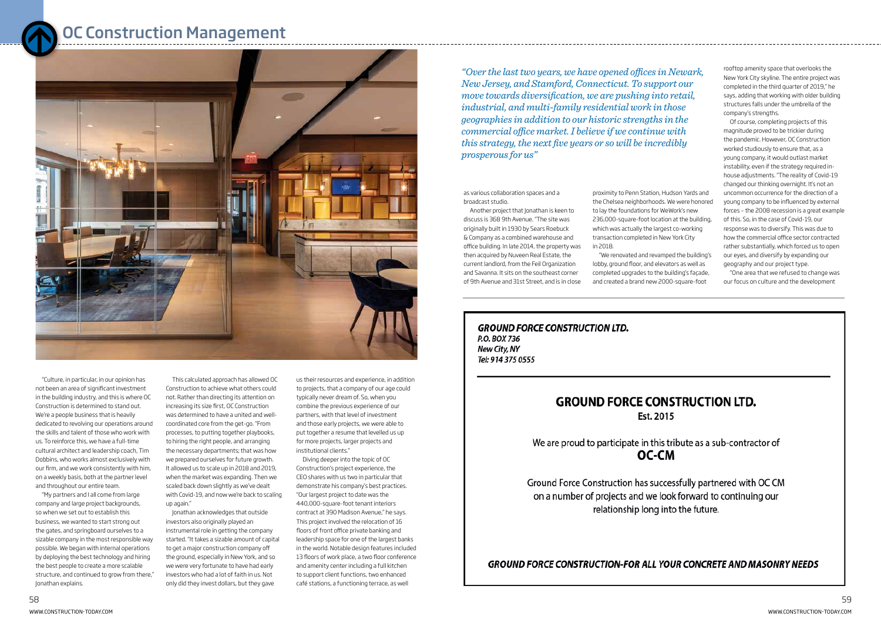## OC Construction Management

"Culture, in particular, in our opinion has not been an area of significant investment in the building industry, and this is where OC Construction is determined to stand out. We're a people business that is heavily dedicated to revolving our operations around the skills and talent of those who work with us. To reinforce this, we have a full-time cultural architect and leadership coach, Tim Dobbins, who works almost exclusively with our firm, and we work consistently with him, on a weekly basis, both at the partner level and throughout our entire team.

"My partners and I all come from large company and large project backgrounds, so when we set out to establish this business, we wanted to start strong out the gates, and springboard ourselves to a sizable company in the most responsible way possible. We began with internal operations by deploying the best technology and hiring the best people to create a more scalable structure, and continued to grow from there," Jonathan explains.

This calculated approach has allowed OC Construction to achieve what others could not. Rather than directing its attention on increasing its size first, OC Construction was determined to have a united and well-coordinated core from the get-go. "From processes, to putting together playbooks, to hiring the right people, and arranging the necessary departments; that was how we prepared ourselves for future growth. It allowed us to scale up in 2018 and 2019, when the market was expanding. Then we scaled back down slightly as we've dealt with Covid-19, and now we're back to scaling up again."

Jonathan acknowledges that outside investors also originally played an instrumental role in getting the company started. "It takes a sizable amount of capital to get a major construction company off the ground, especially in New York, and so we were very fortunate to have had early investors who had a lot of faith in us. Not only did they invest dollars, but they gave us their resources and experience, in addition to projects, that a company of our age could typically never dream of. So, when you combine the previous experience of our partners, with that level of investment and those early projects, we were able to put together a resume that levelled us up for more projects, larger projects and institutional clients."

Diving deeper into the topic of OC Construction's project experience, the CEO shares with us two in particular that demonstrate his company's best practices. "Our largest project to date was the 440,000-square-foot tenant interiors contract at 390 Madison Avenue," he says. This project involved the relocation of 16 floors of front office private banking and leadership space for one of the largest banks in the world. Notable design features included 13 floors of work place, a two floor conference and amenity center including a full kitchen to support client functions, two enhanced café stations, a functioning terrace, as well as various collaboration spaces and a broadcast studio.

*"Over the last two years, we have opened offices in Newark, New Jersey, and Stamford, Connecticut. To support our move towards diversification, we are pushing into retail, industrial, and multi-family residential work in those geographies in addition to our historic strengths in the commercial office market. I believe if we continue with this strategy, the next five years or so will be incredibly prosperous for us"*

Another project that Jonathan is keen to discuss is 368 9th Avenue. "The site was originally built in 1930 by Sears Roebuck & Company as a combined warehouse and office building. In late 2014, the property was then acquired by Nuveen Real Estate, the current landlord, from the Feil Organization and Savanna. It sits on the southeast corner of 9th Avenue and 31st Street, and is in close proximity to Penn Station, Hudson Yards and the Chelsea neighborhoods. We were honored to lay the foundations for WeWork's new 236,000-square-foot location at the building, which was actually the largest co-working transaction completed in New York City in 2018.

"We renovated and revamped the building's lobby, ground floor, and elevators as well as completed upgrades to the building's façade, and created a brand new 2000-square-foot rooftop amenity space that overlooks the New York City skyline. The entire project was completed in the third quarter of 2019," he says, adding that working with older building structures falls under the umbrella of the company's strengths.

Of course, completing projects of this magnitude proved to be trickier during the pandemic. However, OC Construction worked studiously to ensure that, as a young company, it would outlast market instability, even if the strategy required in-house adjustments. "The reality of Covid-19 changed our thinking overnight. It's not an uncommon occurrence for the direction of a young company to be influenced by external forces – the 2008 recession is a great example of this. So, in the case of Covid-19, our response was to diversify. This was due to how the commercial office sector contracted rather substantially, which forced us to open our eyes, and diversify by expanding our geography and our project type.

"One area that we refused to change was our focus on culture and the development

---

***GROUND FORCE CONSTRUCTION LTD.***
***P.O. BOX 736***
***New City, NY***
***Tel: 914 375 0555***

**GROUND FORCE CONSTRUCTION LTD.**
**Est. 2015**

We are proud to participate in this tribute as a sub-contractor of
**OC-CM**

Ground Force Construction has successfully partnered with OC CM on a number of projects and we look forward to continuing our relationship long into the future.

***GROUND FORCE CONSTRUCTION-FOR ALL YOUR CONCRETE AND MASONRY NEEDS***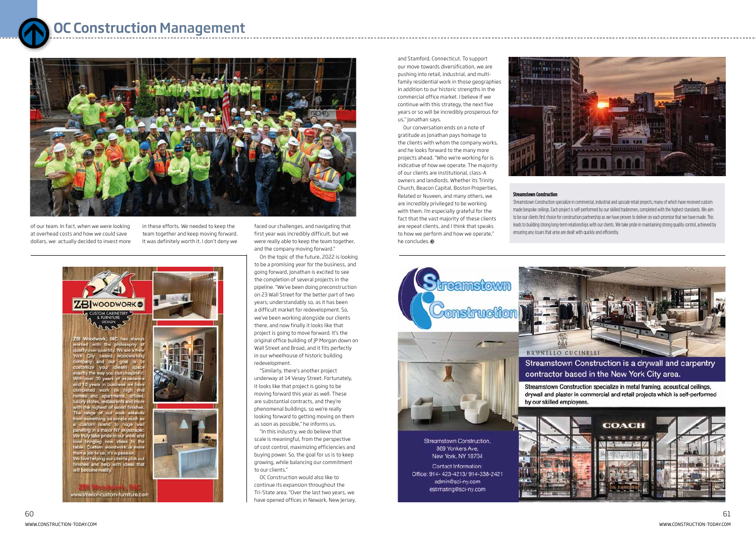# OC Construction Management

of our team. In fact, when we were looking at overhead costs and how we could save dollars, we actually decided to invest more in these efforts. We needed to keep the team together and keep moving forward. It was definitely worth it. I don't deny we faced our challenges, and navigating that first year was incredibly difficult, but we were really able to keep the team together, and the company moving forward."

On the topic of the future, 2022 is looking to be a promising year for the business, and going forward, Jonathan is excited to see the completion of several projects in the pipeline. "We've been doing preconstruction on 23 Wall Street for the better part of two years; understandably so, as it has been a difficult market for redevelopment. So, we've been working alongside our clients there, and now finally it looks like that project is going to move forward. It's the original office building of JP Morgan down on Wall Street and Broad, and it fits perfectly in our wheelhouse of historic building redevelopment.

"Similarly, there's another project underway at 14 Vesey Street. Fortunately, it looks like that project is going to be moving forward this year as well. These are substantial contracts, and they're phenomenal buildings, so we're really looking forward to getting moving on them as soon as possible," he informs us.

"In this industry, we do believe that scale is meaningful, from the perspective of cost control, maximizing efficiencies and buying power. So, the goal for us is to keep growing, while balancing our commitment to our clients."

OC Construction would also like to continue its expansion throughout the Tri-State area. "Over the last two years, we have opened offices in Newark, New Jersey, and Stamford, Connecticut. To support our move towards diversification, we are pushing into retail, industrial, and multi-family residential work in those geographies in addition to our historic strengths in the commercial office market. I believe if we continue with this strategy, the next five years or so will be incredibly prosperous for us," Jonathan says.

Our conversation ends on a note of gratitude as Jonathan pays homage to the clients with whom the company works, and he looks forward to the many more projects ahead. "Who we're working for is indicative of how we operate. The majority of our clients are institutional, class-A owners and landlords. Whether its Trinity Church, Beacon Capital, Boston Properties, Related or Nuveen, and many others, we are incredibly privileged to be working with them. I'm especially grateful for the fact that the vast majority of these clients are repeat clients, and I think that speaks to how we perform and how we operate," he concludes.

**Streamstown Construction**

Streamstown Construction specialize in commercial, industrial and upscale retail projects, many of which have received custom made bespoke ceilings. Each project is self-performed by our skilled tradesmen, completed with the highest standards. We aim to be our clients first choice for construction partnership as we have proven to deliver on each promise that we have made. This leads to building strong long-term relationships with our clients. We take pride in maintaining strong quality control, achieved by ensuring any issues that arise are dealt with quickly and efficiently.

ZBI WOODWORK INC
CUSTOM CABINETRY & FURNITURE DESIGN

ZBI Woodwork, INC has always worked with the philosophy of quality over quantity. We are a New York City based woodworking company and our goal is to customize your dream space exactly the way you can imagine it. With over 30 years of experience and 10 years in business we have completed work on high end homes and apartments, offices, luxury stores, restaurants and more with the highest of wood finishes. The range of our work extends from something so simple such as a custom island to huge wall paneling in a major NY skyscraper. We truly take pride in our work and love bringing new ideas to the table. Custom woodwork is more then a job to us, it's a passion. We love helping our clients pick out finishes and help with ideas that will become reality.

ZBI Woodwork, INC
www.interior-custom-furniture.com

Streamstown Construction

Streamstown Construction is a drywall and carpentry contractor based in the New York City area.

Streamstown Construction specialize in metal framing, acoustical ceilings, drywall and plaster in commercial and retail projects which is self-performed by our skilled employees.

Streamstown Construction,
869 Yonkers Ave,
New York, NY 10704

Contact Information:
Office: 914- 423-4213/ 914-338-2421
admin@sci-ny.com
estimating@sci-ny.com